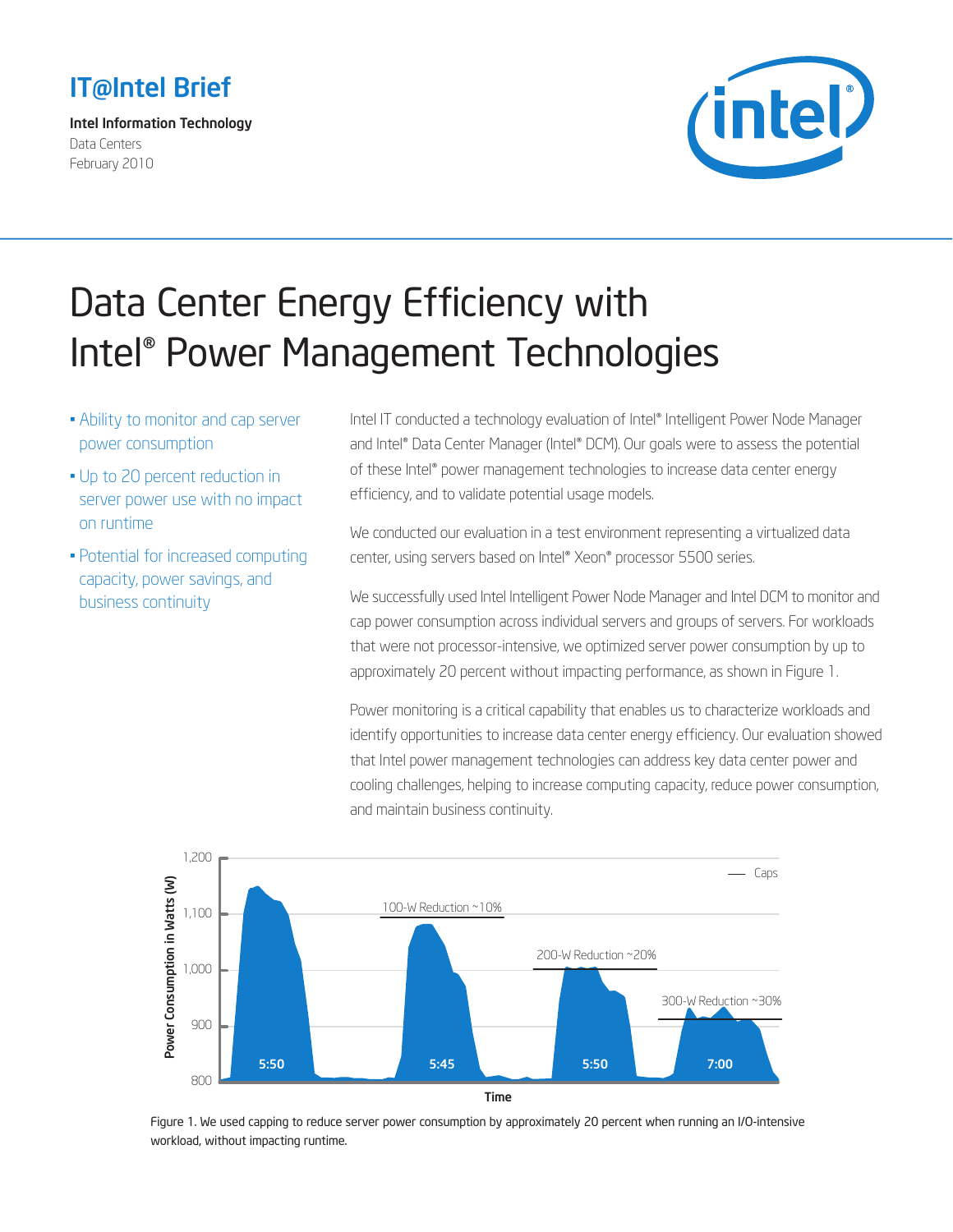**IT@Intel Brief**

**Intel Information Technology**
Data Centers
February 2010

# Data Center Energy Efficiency with Intel® Power Management Technologies

- Ability to monitor and cap server power consumption
- Up to 20 percent reduction in server power use with no impact on runtime
- Potential for increased computing capacity, power savings, and business continuity

Intel IT conducted a technology evaluation of Intel® Intelligent Power Node Manager and Intel® Data Center Manager (Intel® DCM). Our goals were to assess the potential of these Intel® power management technologies to increase data center energy efficiency, and to validate potential usage models.

We conducted our evaluation in a test environment representing a virtualized data center, using servers based on Intel® Xeon® processor 5500 series.

We successfully used Intel Intelligent Power Node Manager and Intel DCM to monitor and cap power consumption across individual servers and groups of servers. For workloads that were not processor-intensive, we optimized server power consumption by up to approximately 20 percent without impacting performance, as shown in Figure 1.

Power monitoring is a critical capability that enables us to characterize workloads and identify opportunities to increase data center energy efficiency. Our evaluation showed that Intel power management technologies can address key data center power and cooling challenges, helping to increase computing capacity, reduce power consumption, and maintain business continuity.

Figure 1. We used capping to reduce server power consumption by approximately 20 percent when running an I/O-intensive workload, without impacting runtime.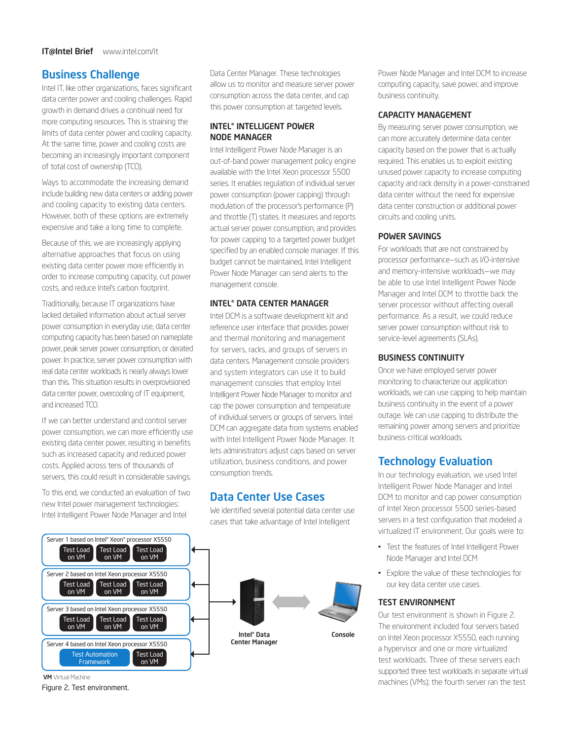## Business Challenge

Intel IT, like other organizations, faces significant data center power and cooling challenges. Rapid growth in demand drives a continual need for more computing resources. This is straining the limits of data center power and cooling capacity. At the same time, power and cooling costs are becoming an increasingly important component of total cost of ownership (TCO).

Ways to accommodate the increasing demand include building new data centers or adding power and cooling capacity to existing data centers. However, both of these options are extremely expensive and take a long time to complete.

Because of this, we are increasingly applying alternative approaches that focus on using existing data center power more efficiently in order to increase computing capacity, cut power costs, and reduce Intel's carbon footprint.

Traditionally, because IT organizations have lacked detailed information about actual server power consumption in everyday use, data center computing capacity has been based on nameplate power, peak server power consumption, or derated power. In practice, server power consumption with real data center workloads is nearly always lower than this. This situation results in overprovisioned data center power, overcooling of IT equipment, and increased TCO.

If we can better understand and control server power consumption, we can more efficiently use existing data center power, resulting in benefits such as increased capacity and reduced power costs. Applied across tens of thousands of servers, this could result in considerable savings.

To this end, we conducted an evaluation of two new Intel power management technologies: Intel Intelligent Power Node Manager and Intel Data Center Manager. These technologies allow us to monitor and measure server power consumption across the data center, and cap this power consumption at targeted levels.

### INTEL® INTELLIGENT POWER NODE MANAGER

Intel Intelligent Power Node Manager is an out-of-band power management policy engine available with the Intel Xeon processor 5500 series. It enables regulation of individual server power consumption (power capping) through modulation of the processor's performance (P) and throttle (T) states. It measures and reports actual server power consumption, and provides for power capping to a targeted power budget specified by an enabled console manager. If this budget cannot be maintained, Intel Intelligent Power Node Manager can send alerts to the management console.

### INTEL® DATA CENTER MANAGER

Intel DCM is a software development kit and reference user interface that provides power and thermal monitoring and management for servers, racks, and groups of servers in data centers. Management console providers and system integrators can use it to build management consoles that employ Intel Intelligent Power Node Manager to monitor and cap the power consumption and temperature of individual servers or groups of servers. Intel DCM can aggregate data from systems enabled with Intel Intelligent Power Node Manager. It lets administrators adjust caps based on server utilization, business conditions, and power consumption trends.

## Data Center Use Cases

We identified several potential data center use cases that take advantage of Intel Intelligent Power Node Manager and Intel DCM to increase computing capacity, save power, and improve business continuity.

### CAPACITY MANAGEMENT

By measuring server power consumption, we can more accurately determine data center capacity based on the power that is actually required. This enables us to exploit existing unused power capacity to increase computing capacity and rack density in a power-constrained data center without the need for expensive data center construction or additional power circuits and cooling units.

### POWER SAVINGS

For workloads that are not constrained by processor performance—such as I/O-intensive and memory-intensive workloads—we may be able to use Intel Intelligent Power Node Manager and Intel DCM to throttle back the server processor without affecting overall performance. As a result, we could reduce server power consumption without risk to service-level agreements (SLAs).

### BUSINESS CONTINUITY

Once we have employed server power monitoring to characterize our application workloads, we can use capping to help maintain business continuity in the event of a power outage. We can use capping to distribute the remaining power among servers and prioritize business-critical workloads.

## Technology Evaluation

In our technology evaluation, we used Intel Intelligent Power Node Manager and Intel DCM to monitor and cap power consumption of Intel Xeon processor 5500 series-based servers in a test configuration that modeled a virtualized IT environment. Our goals were to:

- Test the features of Intel Intelligent Power Node Manager and Intel DCM
- Explore the value of these technologies for our key data center use cases.

### TEST ENVIRONMENT

Our test environment is shown in Figure 2. The environment included four servers based on Intel Xeon processor X5550, each running a hypervisor and one or more virtualized test workloads. Three of these servers each supported three test workloads in separate virtual machines (VMs); the fourth server ran the test

Server 1 based on Intel® Xeon® processor X5550: Test Load on VM | Test Load on VM | Test Load on VM

Server 2 based on Intel Xeon processor X5550: Test Load on VM | Test Load on VM | Test Load on VM

Server 3 based on Intel Xeon processor X5550: Test Load on VM | Test Load on VM | Test Load on VM

Server 4 based on Intel Xeon processor X5550: Test Automation Framework | Test Load on VM

Intel® Data Center Manager — Console

**VM** Virtual Machine

Figure 2. Test environment.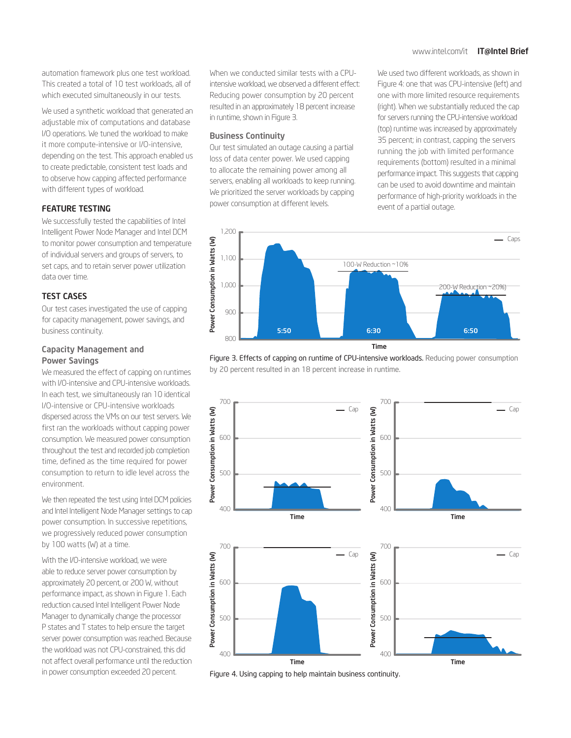automation framework plus one test workload. This created a total of 10 test workloads, all of which executed simultaneously in our tests.

We used a synthetic workload that generated an adjustable mix of computations and database I/O operations. We tuned the workload to make it more compute-intensive or I/O-intensive, depending on the test. This approach enabled us to create predictable, consistent test loads and to observe how capping affected performance with different types of workload.

## FEATURE TESTING

We successfully tested the capabilities of Intel Intelligent Power Node Manager and Intel DCM to monitor power consumption and temperature of individual servers and groups of servers, to set caps, and to retain server power utilization data over time.

## TEST CASES

Our test cases investigated the use of capping for capacity management, power savings, and business continuity.

### Capacity Management and Power Savings

We measured the effect of capping on runtimes with I/O-intensive and CPU-intensive workloads. In each test, we simultaneously ran 10 identical I/O-intensive or CPU-intensive workloads dispersed across the VMs on our test servers. We first ran the workloads without capping power consumption. We measured power consumption throughout the test and recorded job completion time, defined as the time required for power consumption to return to idle level across the environment.

We then repeated the test using Intel DCM policies and Intel Intelligent Node Manager settings to cap power consumption. In successive repetitions, we progressively reduced power consumption by 100 watts (W) at a time.

With the I/O-intensive workload, we were able to reduce server power consumption by approximately 20 percent, or 200 W, without performance impact, as shown in Figure 1. Each reduction caused Intel Intelligent Power Node Manager to dynamically change the processor P states and T states to help ensure the target server power consumption was reached. Because the workload was not CPU-constrained, this did not affect overall performance until the reduction in power consumption exceeded 20 percent.

When we conducted similar tests with a CPU-intensive workload, we observed a different effect: Reducing power consumption by 20 percent resulted in an approximately 18 percent increase in runtime, shown in Figure 3.

### Business Continuity

Our test simulated an outage causing a partial loss of data center power. We used capping to allocate the remaining power among all servers, enabling all workloads to keep running. We prioritized the server workloads by capping power consumption at different levels.

We used two different workloads, as shown in Figure 4: one that was CPU-intensive (left) and one with more limited resource requirements (right). When we substantially reduced the cap for servers running the CPU-intensive workload (top) runtime was increased by approximately 35 percent; in contrast, capping the servers running the job with limited performance requirements (bottom) resulted in a minimal performance impact. This suggests that capping can be used to avoid downtime and maintain performance of high-priority workloads in the event of a partial outage.

**Figure 3. Effects of capping on runtime of CPU-intensive workloads.** Reducing power consumption by 20 percent resulted in an 18 percent increase in runtime.

**Figure 4. Using capping to help maintain business continuity.**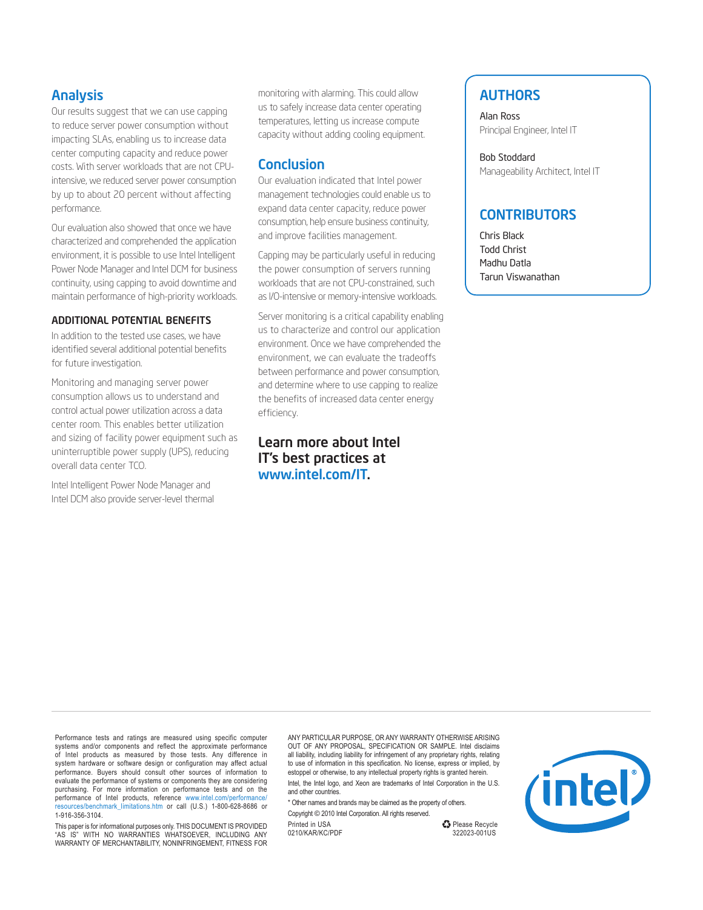## Analysis

Our results suggest that we can use capping to reduce server power consumption without impacting SLAs, enabling us to increase data center computing capacity and reduce power costs. With server workloads that are not CPU-intensive, we reduced server power consumption by up to about 20 percent without affecting performance.

Our evaluation also showed that once we have characterized and comprehended the application environment, it is possible to use Intel Intelligent Power Node Manager and Intel DCM for business continuity, using capping to avoid downtime and maintain performance of high-priority workloads.

### ADDITIONAL POTENTIAL BENEFITS

In addition to the tested use cases, we have identified several additional potential benefits for future investigation.

Monitoring and managing server power consumption allows us to understand and control actual power utilization across a data center room. This enables better utilization and sizing of facility power equipment such as uninterruptible power supply (UPS), reducing overall data center TCO.

Intel Intelligent Power Node Manager and Intel DCM also provide server-level thermal monitoring with alarming. This could allow us to safely increase data center operating temperatures, letting us increase compute capacity without adding cooling equipment.

## Conclusion

Our evaluation indicated that Intel power management technologies could enable us to expand data center capacity, reduce power consumption, help ensure business continuity, and improve facilities management.

Capping may be particularly useful in reducing the power consumption of servers running workloads that are not CPU-constrained, such as I/O-intensive or memory-intensive workloads.

Server monitoring is a critical capability enabling us to characterize and control our application environment. Once we have comprehended the environment, we can evaluate the tradeoffs between performance and power consumption, and determine where to use capping to realize the benefits of increased data center energy efficiency.

**Learn more about Intel IT's best practices at www.intel.com/IT.**

## AUTHORS

Alan Ross
Principal Engineer, Intel IT

Bob Stoddard
Manageability Architect, Intel IT

## CONTRIBUTORS

Chris Black
Todd Christ
Madhu Datla
Tarun Viswanathan

---

Performance tests and ratings are measured using specific computer systems and/or components and reflect the approximate performance of Intel products as measured by those tests. Any difference in system hardware or software design or configuration may affect actual performance. Buyers should consult other sources of information to evaluate the performance of systems or components they are considering purchasing. For more information on performance tests and on the performance of Intel products, reference www.intel.com/performance/resources/benchmark_limitations.htm or call (U.S.) 1-800-628-8686 or 1-916-356-3104.

This paper is for informational purposes only. THIS DOCUMENT IS PROVIDED "AS IS" WITH NO WARRANTIES WHATSOEVER, INCLUDING ANY WARRANTY OF MERCHANTABILITY, NONINFRINGEMENT, FITNESS FOR ANY PARTICULAR PURPOSE, OR ANY WARRANTY OTHERWISE ARISING OUT OF ANY PROPOSAL, SPECIFICATION OR SAMPLE. Intel disclaims all liability, including liability for infringement of any proprietary rights, relating to use of information in this specification. No license, express or implied, by estoppel or otherwise, to any intellectual property rights is granted herein.

Intel, the Intel logo, and Xeon are trademarks of Intel Corporation in the U.S. and other countries.

* Other names and brands may be claimed as the property of others.

Copyright © 2010 Intel Corporation. All rights reserved.

Printed in USA
0210/KAR/KC/PDF

Please Recycle
322023-001US